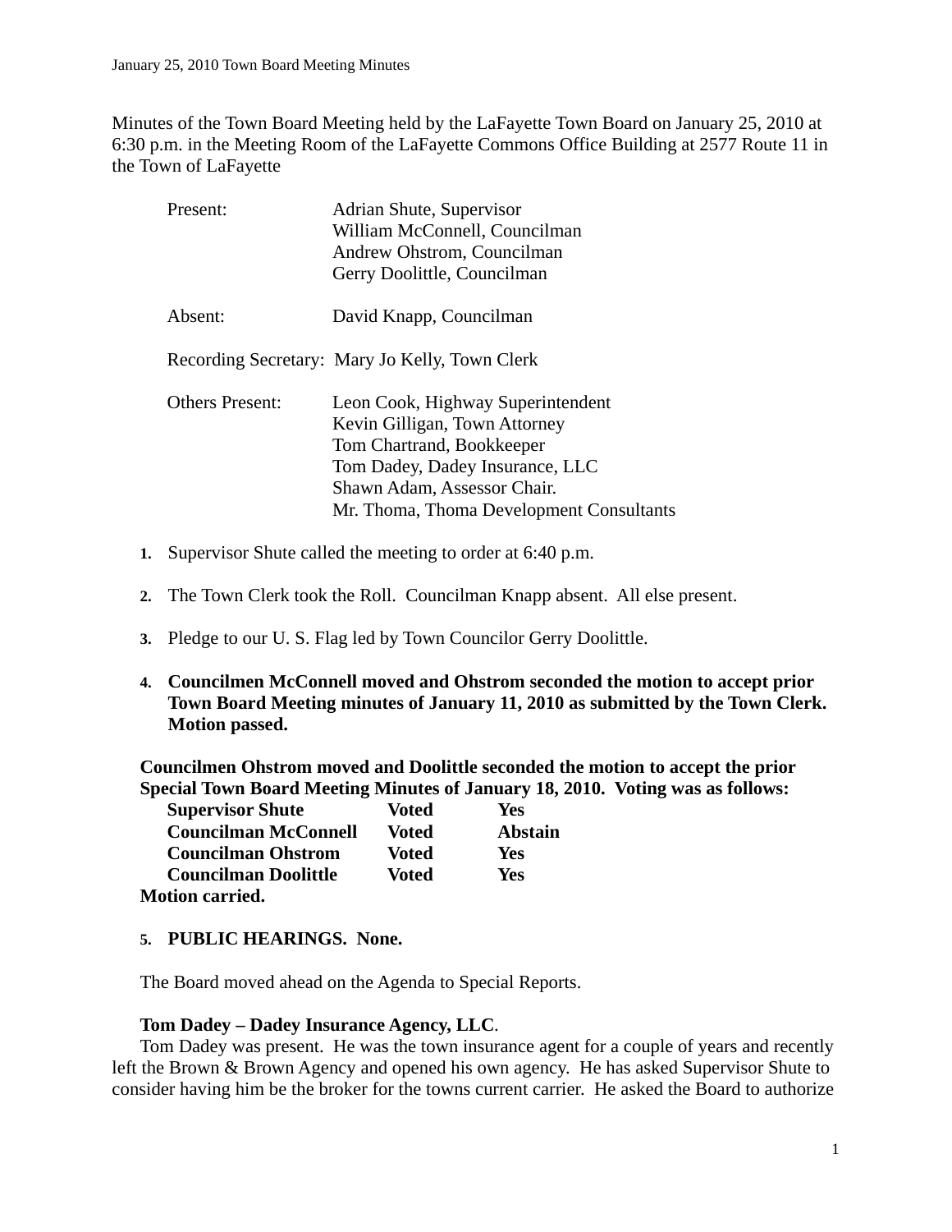Minutes of the Town Board Meeting held by the LaFayette Town Board on January 25, 2010 at 6:30 p.m. in the Meeting Room of the LaFayette Commons Office Building at 2577 Route 11 in the Town of LaFayette

| | |
|---|---|
| Present: | Adrian Shute, Supervisor<br>William McConnell, Councilman<br>Andrew Ohstrom, Councilman<br>Gerry Doolittle, Councilman |
| Absent: | David Knapp, Councilman |
| Recording Secretary: | Mary Jo Kelly, Town Clerk |
| Others Present: | Leon Cook, Highway Superintendent<br>Kevin Gilligan, Town Attorney<br>Tom Chartrand, Bookkeeper<br>Tom Dadey, Dadey Insurance, LLC<br>Shawn Adam, Assessor Chair.<br>Mr. Thoma, Thoma Development Consultants |

1. Supervisor Shute called the meeting to order at 6:40 p.m.

2. The Town Clerk took the Roll. Councilman Knapp absent. All else present.

3. Pledge to our U. S. Flag led by Town Councilor Gerry Doolittle.

4. **Councilmen McConnell moved and Ohstrom seconded the motion to accept prior Town Board Meeting minutes of January 11, 2010 as submitted by the Town Clerk. Motion passed.**

**Councilmen Ohstrom moved and Doolittle seconded the motion to accept the prior Special Town Board Meeting Minutes of January 18, 2010. Voting was as follows:**

| | | |
|---|---|---|
| **Supervisor Shute** | **Voted** | **Yes** |
| **Councilman McConnell** | **Voted** | **Abstain** |
| **Councilman Ohstrom** | **Voted** | **Yes** |
| **Councilman Doolittle** | **Voted** | **Yes** |

**Motion carried.**

5. **PUBLIC HEARINGS. None.**

The Board moved ahead on the Agenda to Special Reports.

**Tom Dadey – Dadey Insurance Agency, LLC**.

Tom Dadey was present. He was the town insurance agent for a couple of years and recently left the Brown & Brown Agency and opened his own agency. He has asked Supervisor Shute to consider having him be the broker for the towns current carrier. He asked the Board to authorize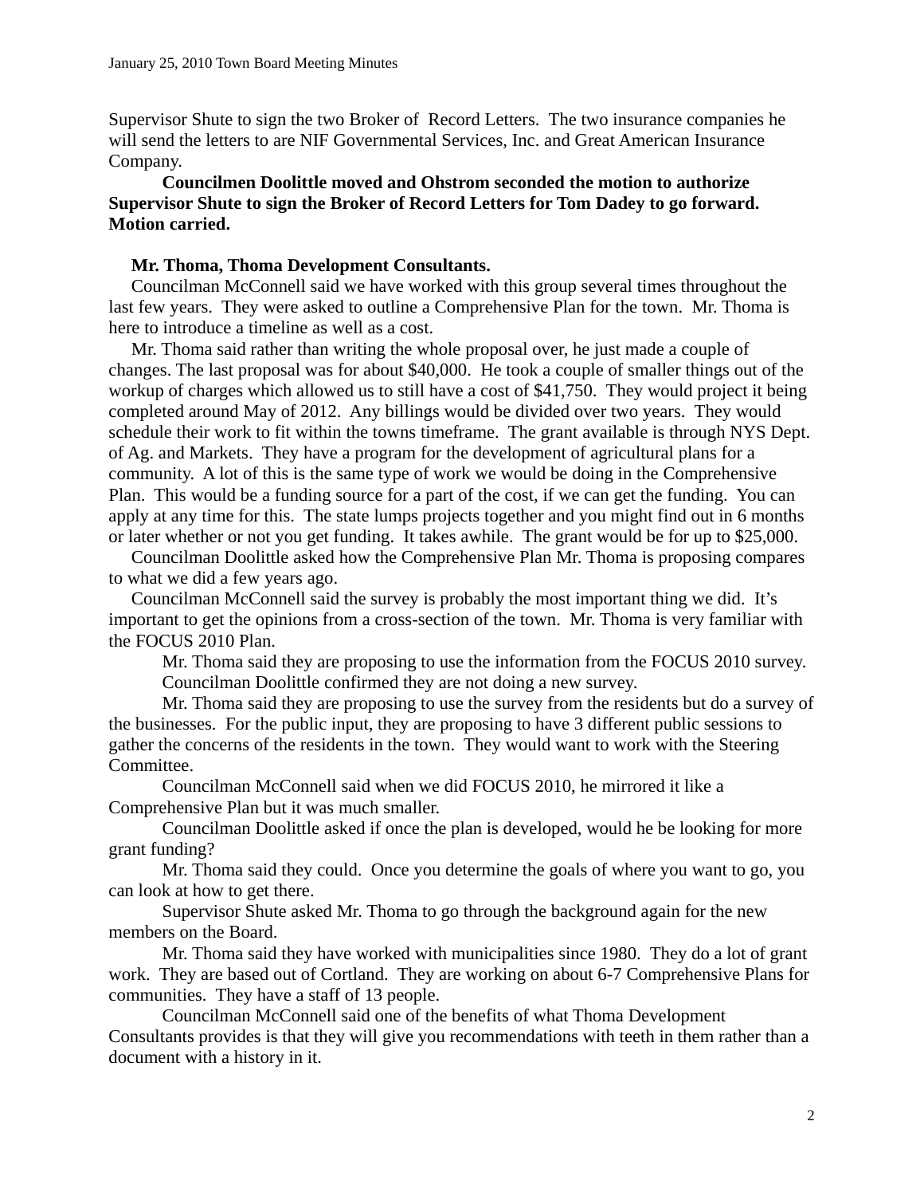Supervisor Shute to sign the two Broker of Record Letters. The two insurance companies he will send the letters to are NIF Governmental Services, Inc. and Great American Insurance Company.

**Councilmen Doolittle moved and Ohstrom seconded the motion to authorize Supervisor Shute to sign the Broker of Record Letters for Tom Dadey to go forward. Motion carried.**

**Mr. Thoma, Thoma Development Consultants.**

Councilman McConnell said we have worked with this group several times throughout the last few years. They were asked to outline a Comprehensive Plan for the town. Mr. Thoma is here to introduce a timeline as well as a cost.

Mr. Thoma said rather than writing the whole proposal over, he just made a couple of changes. The last proposal was for about $40,000. He took a couple of smaller things out of the workup of charges which allowed us to still have a cost of $41,750. They would project it being completed around May of 2012. Any billings would be divided over two years. They would schedule their work to fit within the towns timeframe. The grant available is through NYS Dept. of Ag. and Markets. They have a program for the development of agricultural plans for a community. A lot of this is the same type of work we would be doing in the Comprehensive Plan. This would be a funding source for a part of the cost, if we can get the funding. You can apply at any time for this. The state lumps projects together and you might find out in 6 months or later whether or not you get funding. It takes awhile. The grant would be for up to $25,000.

Councilman Doolittle asked how the Comprehensive Plan Mr. Thoma is proposing compares to what we did a few years ago.

Councilman McConnell said the survey is probably the most important thing we did. It's important to get the opinions from a cross-section of the town. Mr. Thoma is very familiar with the FOCUS 2010 Plan.

Mr. Thoma said they are proposing to use the information from the FOCUS 2010 survey.

Councilman Doolittle confirmed they are not doing a new survey.

Mr. Thoma said they are proposing to use the survey from the residents but do a survey of the businesses. For the public input, they are proposing to have 3 different public sessions to gather the concerns of the residents in the town. They would want to work with the Steering Committee.

Councilman McConnell said when we did FOCUS 2010, he mirrored it like a Comprehensive Plan but it was much smaller.

Councilman Doolittle asked if once the plan is developed, would he be looking for more grant funding?

Mr. Thoma said they could. Once you determine the goals of where you want to go, you can look at how to get there.

Supervisor Shute asked Mr. Thoma to go through the background again for the new members on the Board.

Mr. Thoma said they have worked with municipalities since 1980. They do a lot of grant work. They are based out of Cortland. They are working on about 6-7 Comprehensive Plans for communities. They have a staff of 13 people.

Councilman McConnell said one of the benefits of what Thoma Development Consultants provides is that they will give you recommendations with teeth in them rather than a document with a history in it.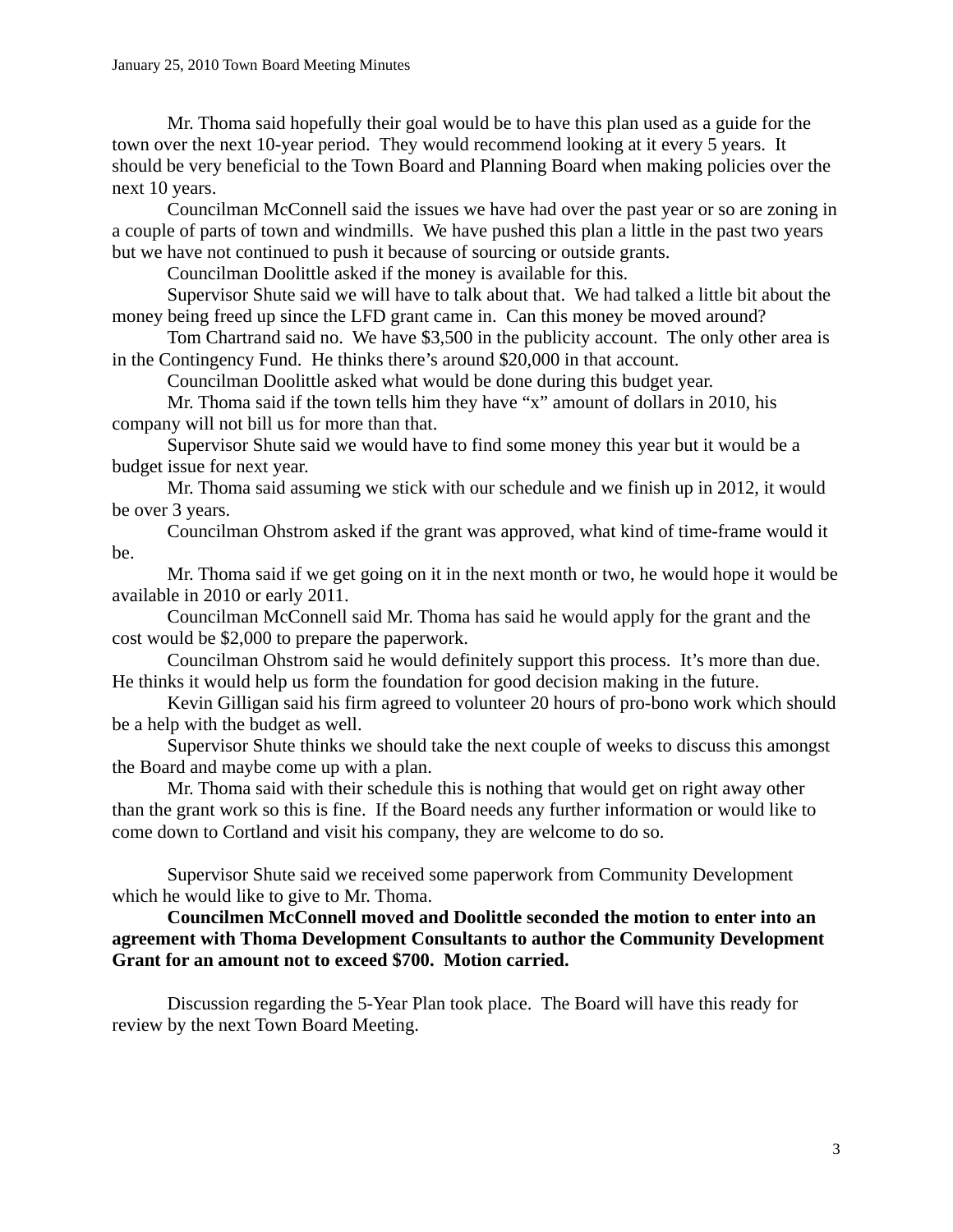Mr. Thoma said hopefully their goal would be to have this plan used as a guide for the town over the next 10-year period. They would recommend looking at it every 5 years. It should be very beneficial to the Town Board and Planning Board when making policies over the next 10 years.

Councilman McConnell said the issues we have had over the past year or so are zoning in a couple of parts of town and windmills. We have pushed this plan a little in the past two years but we have not continued to push it because of sourcing or outside grants.

Councilman Doolittle asked if the money is available for this.

Supervisor Shute said we will have to talk about that. We had talked a little bit about the money being freed up since the LFD grant came in. Can this money be moved around?

Tom Chartrand said no. We have $3,500 in the publicity account. The only other area is in the Contingency Fund. He thinks there's around $20,000 in that account.

Councilman Doolittle asked what would be done during this budget year.

Mr. Thoma said if the town tells him they have "x" amount of dollars in 2010, his company will not bill us for more than that.

Supervisor Shute said we would have to find some money this year but it would be a budget issue for next year.

Mr. Thoma said assuming we stick with our schedule and we finish up in 2012, it would be over 3 years.

Councilman Ohstrom asked if the grant was approved, what kind of time-frame would it be.

Mr. Thoma said if we get going on it in the next month or two, he would hope it would be available in 2010 or early 2011.

Councilman McConnell said Mr. Thoma has said he would apply for the grant and the cost would be $2,000 to prepare the paperwork.

Councilman Ohstrom said he would definitely support this process. It's more than due. He thinks it would help us form the foundation for good decision making in the future.

Kevin Gilligan said his firm agreed to volunteer 20 hours of pro-bono work which should be a help with the budget as well.

Supervisor Shute thinks we should take the next couple of weeks to discuss this amongst the Board and maybe come up with a plan.

Mr. Thoma said with their schedule this is nothing that would get on right away other than the grant work so this is fine. If the Board needs any further information or would like to come down to Cortland and visit his company, they are welcome to do so.

Supervisor Shute said we received some paperwork from Community Development which he would like to give to Mr. Thoma.

**Councilmen McConnell moved and Doolittle seconded the motion to enter into an agreement with Thoma Development Consultants to author the Community Development Grant for an amount not to exceed $700. Motion carried.**

Discussion regarding the 5-Year Plan took place. The Board will have this ready for review by the next Town Board Meeting.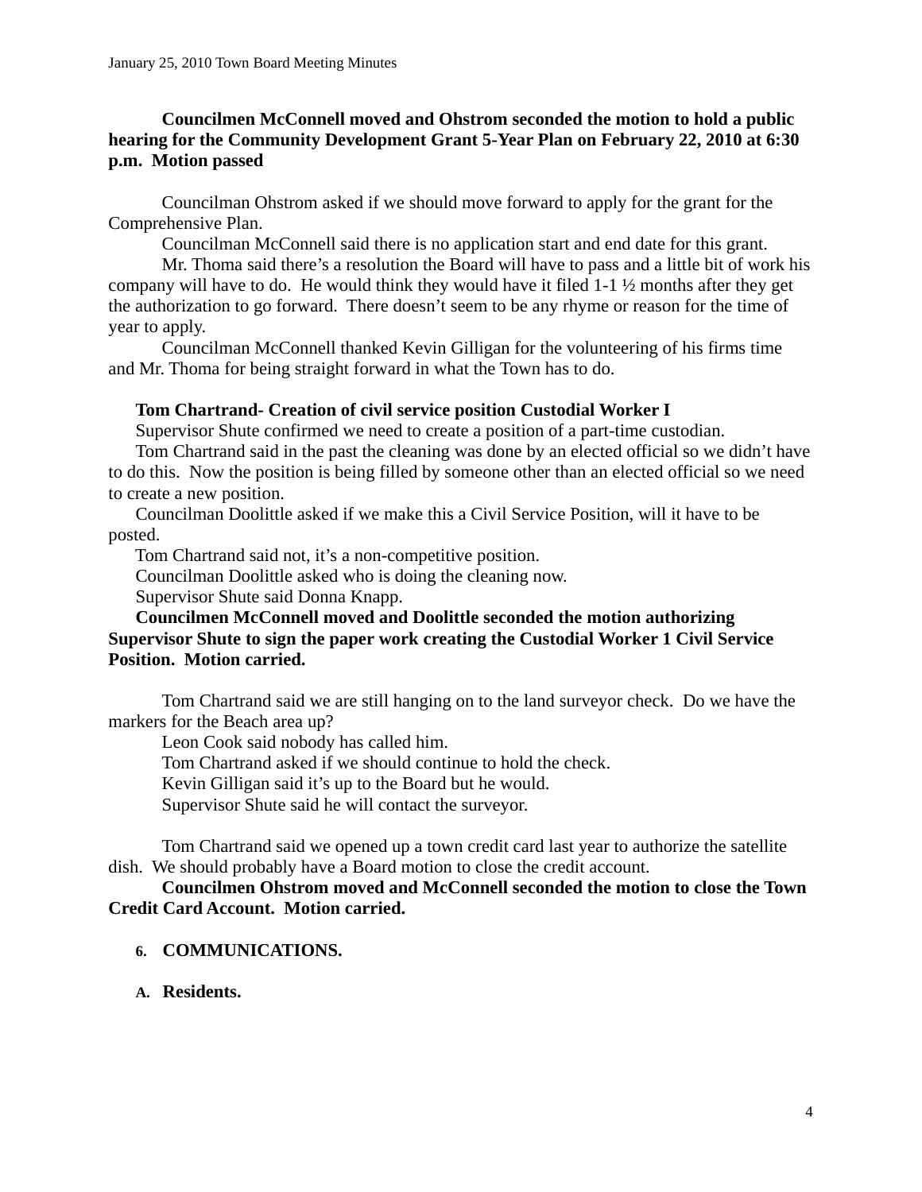**Councilmen McConnell moved and Ohstrom seconded the motion to hold a public hearing for the Community Development Grant 5-Year Plan on February 22, 2010 at 6:30 p.m. Motion passed**

Councilman Ohstrom asked if we should move forward to apply for the grant for the Comprehensive Plan.

Councilman McConnell said there is no application start and end date for this grant.

Mr. Thoma said there's a resolution the Board will have to pass and a little bit of work his company will have to do. He would think they would have it filed 1-1 ½ months after they get the authorization to go forward. There doesn't seem to be any rhyme or reason for the time of year to apply.

Councilman McConnell thanked Kevin Gilligan for the volunteering of his firms time and Mr. Thoma for being straight forward in what the Town has to do.

**Tom Chartrand- Creation of civil service position Custodial Worker I**

Supervisor Shute confirmed we need to create a position of a part-time custodian.

Tom Chartrand said in the past the cleaning was done by an elected official so we didn't have to do this. Now the position is being filled by someone other than an elected official so we need to create a new position.

Councilman Doolittle asked if we make this a Civil Service Position, will it have to be posted.

Tom Chartrand said not, it's a non-competitive position.

Councilman Doolittle asked who is doing the cleaning now.

Supervisor Shute said Donna Knapp.

**Councilmen McConnell moved and Doolittle seconded the motion authorizing Supervisor Shute to sign the paper work creating the Custodial Worker 1 Civil Service Position. Motion carried.**

Tom Chartrand said we are still hanging on to the land surveyor check. Do we have the markers for the Beach area up?

Leon Cook said nobody has called him.

Tom Chartrand asked if we should continue to hold the check.

Kevin Gilligan said it's up to the Board but he would.

Supervisor Shute said he will contact the surveyor.

Tom Chartrand said we opened up a town credit card last year to authorize the satellite dish. We should probably have a Board motion to close the credit account.

**Councilmen Ohstrom moved and McConnell seconded the motion to close the Town Credit Card Account. Motion carried.**

## 6. COMMUNICATIONS.

### A. Residents.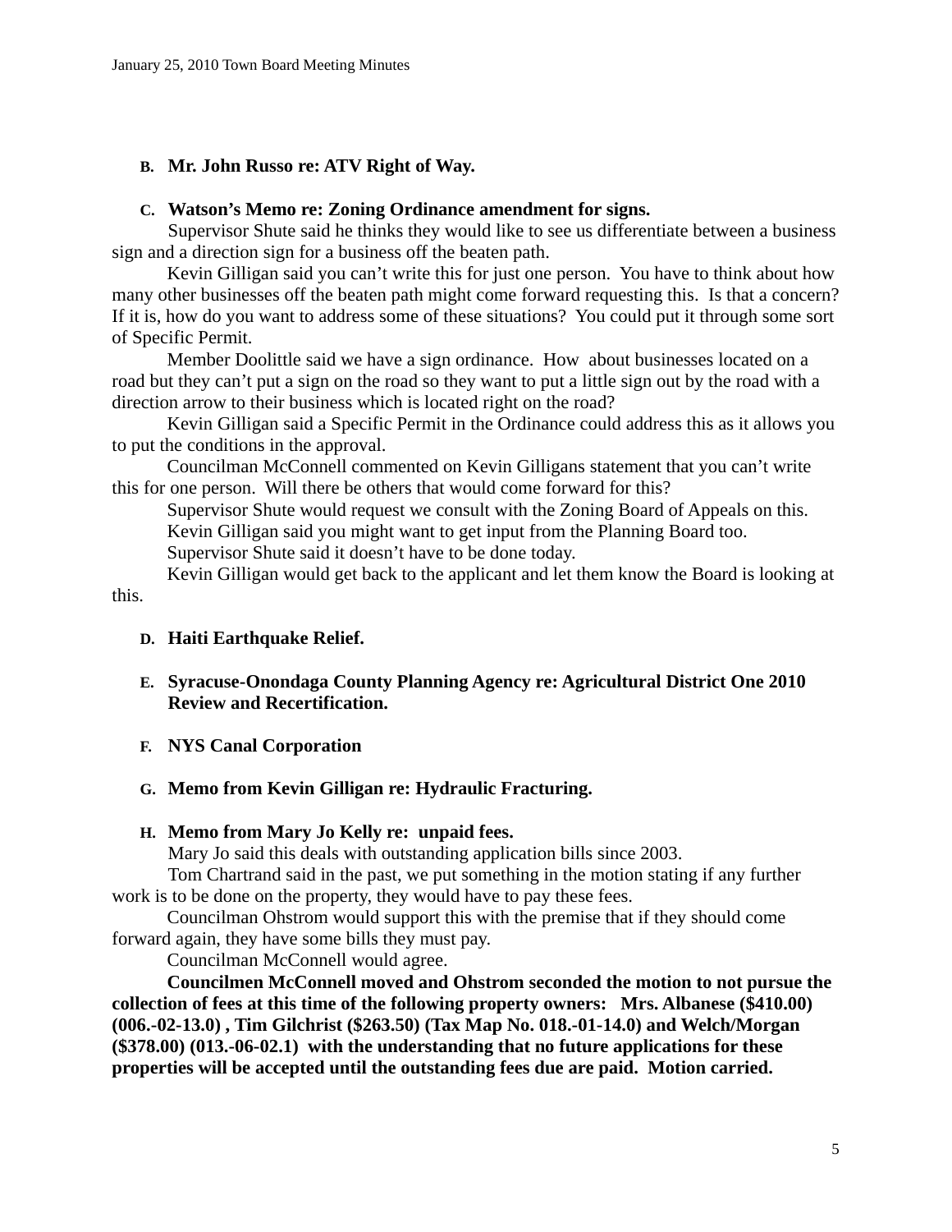**B. Mr. John Russo re: ATV Right of Way.**

**C. Watson's Memo re: Zoning Ordinance amendment for signs.**

Supervisor Shute said he thinks they would like to see us differentiate between a business sign and a direction sign for a business off the beaten path.

Kevin Gilligan said you can't write this for just one person. You have to think about how many other businesses off the beaten path might come forward requesting this. Is that a concern? If it is, how do you want to address some of these situations? You could put it through some sort of Specific Permit.

Member Doolittle said we have a sign ordinance. How about businesses located on a road but they can't put a sign on the road so they want to put a little sign out by the road with a direction arrow to their business which is located right on the road?

Kevin Gilligan said a Specific Permit in the Ordinance could address this as it allows you to put the conditions in the approval.

Councilman McConnell commented on Kevin Gilligans statement that you can't write this for one person. Will there be others that would come forward for this?

Supervisor Shute would request we consult with the Zoning Board of Appeals on this.

Kevin Gilligan said you might want to get input from the Planning Board too.

Supervisor Shute said it doesn't have to be done today.

Kevin Gilligan would get back to the applicant and let them know the Board is looking at this.

**D. Haiti Earthquake Relief.**

**E. Syracuse-Onondaga County Planning Agency re: Agricultural District One 2010 Review and Recertification.**

**F. NYS Canal Corporation**

**G. Memo from Kevin Gilligan re: Hydraulic Fracturing.**

**H. Memo from Mary Jo Kelly re: unpaid fees.**

Mary Jo said this deals with outstanding application bills since 2003.

Tom Chartrand said in the past, we put something in the motion stating if any further work is to be done on the property, they would have to pay these fees.

Councilman Ohstrom would support this with the premise that if they should come forward again, they have some bills they must pay.

Councilman McConnell would agree.

**Councilmen McConnell moved and Ohstrom seconded the motion to not pursue the collection of fees at this time of the following property owners: Mrs. Albanese ($410.00) (006.-02-13.0) , Tim Gilchrist ($263.50) (Tax Map No. 018.-01-14.0) and Welch/Morgan ($378.00) (013.-06-02.1) with the understanding that no future applications for these properties will be accepted until the outstanding fees due are paid. Motion carried.**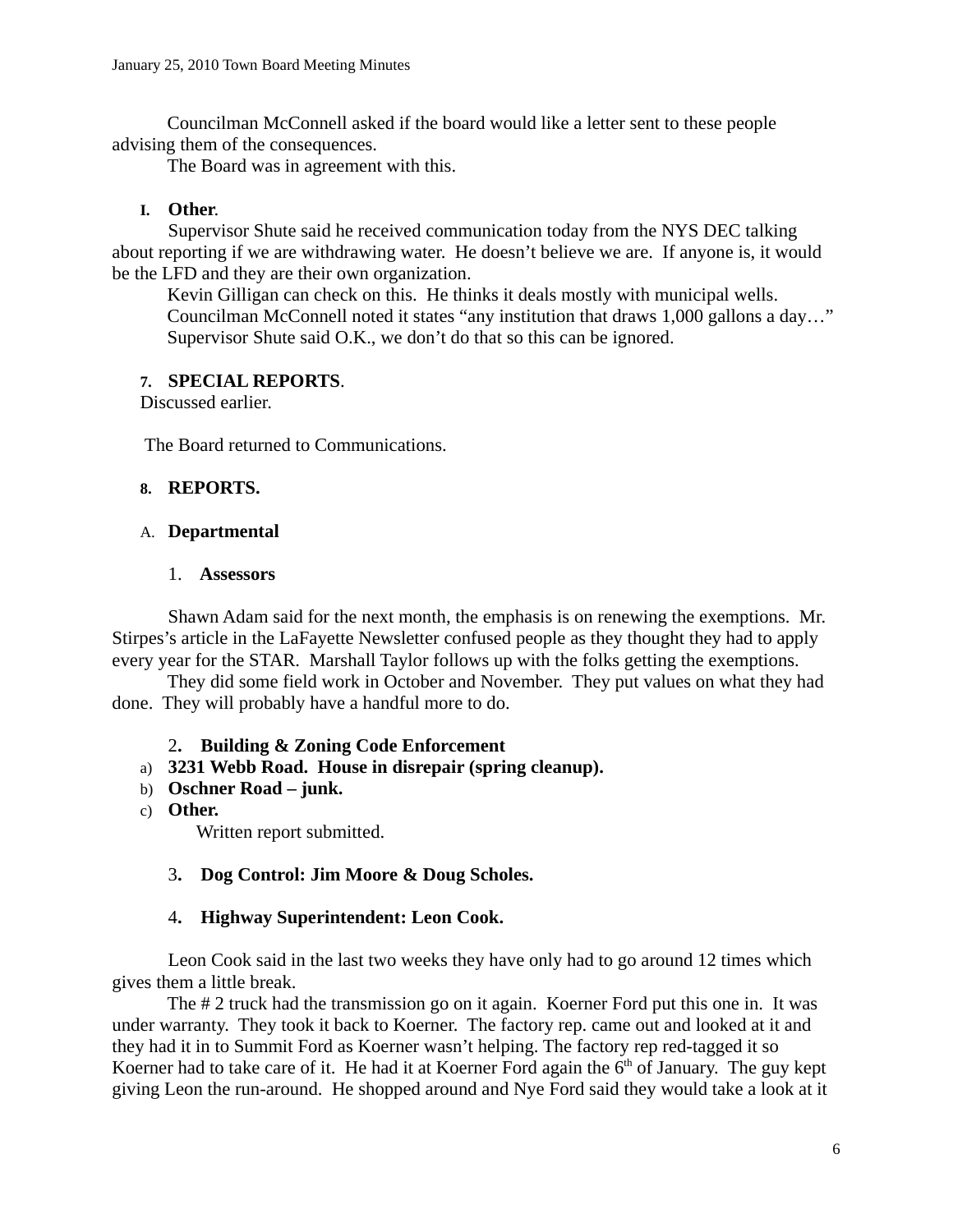Councilman McConnell asked if the board would like a letter sent to these people advising them of the consequences.

The Board was in agreement with this.

**I. Other**.

Supervisor Shute said he received communication today from the NYS DEC talking about reporting if we are withdrawing water. He doesn't believe we are. If anyone is, it would be the LFD and they are their own organization.

Kevin Gilligan can check on this. He thinks it deals mostly with municipal wells.

Councilman McConnell noted it states "any institution that draws 1,000 gallons a day…"

Supervisor Shute said O.K., we don't do that so this can be ignored.

**7. SPECIAL REPORTS**.

Discussed earlier.

The Board returned to Communications.

**8. REPORTS.**

**A. Departmental**

**1. Assessors**

Shawn Adam said for the next month, the emphasis is on renewing the exemptions. Mr. Stirpes's article in the LaFayette Newsletter confused people as they thought they had to apply every year for the STAR. Marshall Taylor follows up with the folks getting the exemptions.

They did some field work in October and November. They put values on what they had done. They will probably have a handful more to do.

**2. Building & Zoning Code Enforcement**

a) **3231 Webb Road. House in disrepair (spring cleanup).**
b) **Oschner Road – junk.**
c) **Other.**

Written report submitted.

**3. Dog Control: Jim Moore & Doug Scholes.**

**4. Highway Superintendent: Leon Cook.**

Leon Cook said in the last two weeks they have only had to go around 12 times which gives them a little break.

The # 2 truck had the transmission go on it again. Koerner Ford put this one in. It was under warranty. They took it back to Koerner. The factory rep. came out and looked at it and they had it in to Summit Ford as Koerner wasn't helping. The factory rep red-tagged it so Koerner had to take care of it. He had it at Koerner Ford again the 6th of January. The guy kept giving Leon the run-around. He shopped around and Nye Ford said they would take a look at it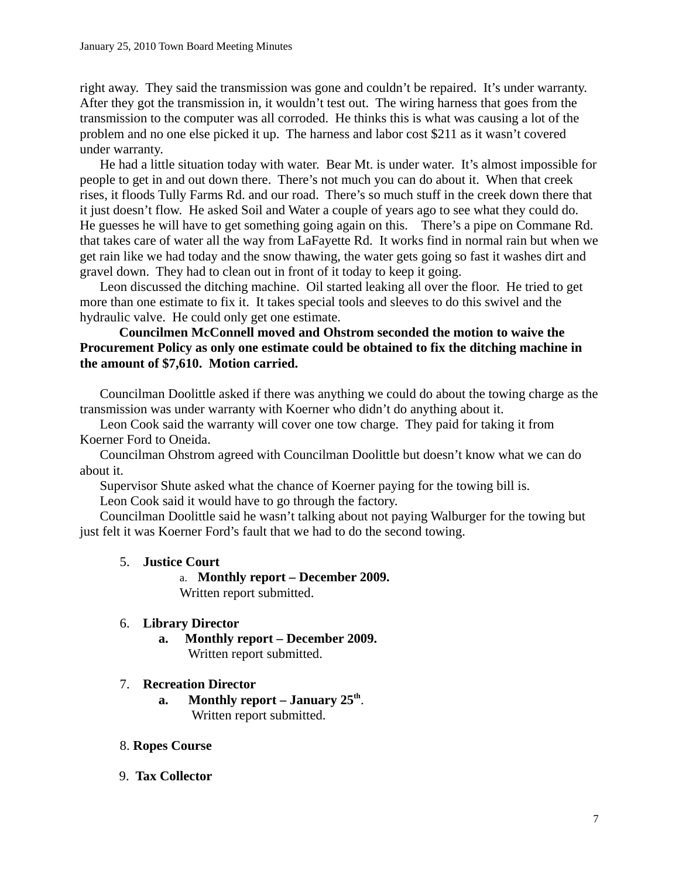right away. They said the transmission was gone and couldn't be repaired. It's under warranty. After they got the transmission in, it wouldn't test out. The wiring harness that goes from the transmission to the computer was all corroded. He thinks this is what was causing a lot of the problem and no one else picked it up. The harness and labor cost $211 as it wasn't covered under warranty.

He had a little situation today with water. Bear Mt. is under water. It's almost impossible for people to get in and out down there. There's not much you can do about it. When that creek rises, it floods Tully Farms Rd. and our road. There's so much stuff in the creek down there that it just doesn't flow. He asked Soil and Water a couple of years ago to see what they could do. He guesses he will have to get something going again on this. There's a pipe on Commane Rd. that takes care of water all the way from LaFayette Rd. It works find in normal rain but when we get rain like we had today and the snow thawing, the water gets going so fast it washes dirt and gravel down. They had to clean out in front of it today to keep it going.

Leon discussed the ditching machine. Oil started leaking all over the floor. He tried to get more than one estimate to fix it. It takes special tools and sleeves to do this swivel and the hydraulic valve. He could only get one estimate.

**Councilmen McConnell moved and Ohstrom seconded the motion to waive the Procurement Policy as only one estimate could be obtained to fix the ditching machine in the amount of $7,610. Motion carried.**

Councilman Doolittle asked if there was anything we could do about the towing charge as the transmission was under warranty with Koerner who didn't do anything about it.

Leon Cook said the warranty will cover one tow charge. They paid for taking it from Koerner Ford to Oneida.

Councilman Ohstrom agreed with Councilman Doolittle but doesn't know what we can do about it.

Supervisor Shute asked what the chance of Koerner paying for the towing bill is.

Leon Cook said it would have to go through the factory.

Councilman Doolittle said he wasn't talking about not paying Walburger for the towing but just felt it was Koerner Ford's fault that we had to do the second towing.

5. **Justice Court**
   a. **Monthly report – December 2009.**
   Written report submitted.

6. **Library Director**
   a. **Monthly report – December 2009.**
   Written report submitted.

7. **Recreation Director**
   a. **Monthly report – January 25th**.
   Written report submitted.

8. **Ropes Course**

9. **Tax Collector**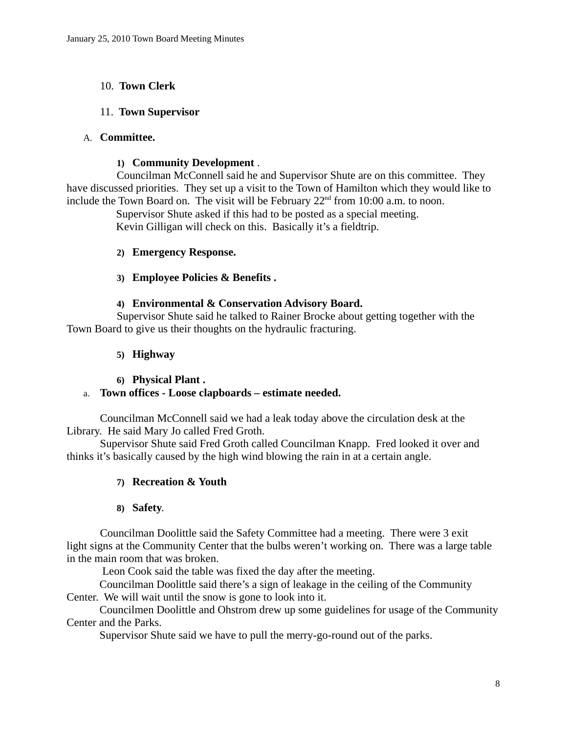10. **Town Clerk**

11. **Town Supervisor**

A. **Committee.**

1) **Community Development** .

Councilman McConnell said he and Supervisor Shute are on this committee. They have discussed priorities. They set up a visit to the Town of Hamilton which they would like to include the Town Board on. The visit will be February 22nd from 10:00 a.m. to noon.

Supervisor Shute asked if this had to be posted as a special meeting.

Kevin Gilligan will check on this. Basically it's a fieldtrip.

2) **Emergency Response.**

3) **Employee Policies & Benefits .**

4) **Environmental & Conservation Advisory Board.**

Supervisor Shute said he talked to Rainer Brocke about getting together with the Town Board to give us their thoughts on the hydraulic fracturing.

5) **Highway**

6) **Physical Plant .**

a. **Town offices - Loose clapboards – estimate needed.**

Councilman McConnell said we had a leak today above the circulation desk at the Library. He said Mary Jo called Fred Groth.

Supervisor Shute said Fred Groth called Councilman Knapp. Fred looked it over and thinks it's basically caused by the high wind blowing the rain in at a certain angle.

7) **Recreation & Youth**

8) **Safety**.

Councilman Doolittle said the Safety Committee had a meeting. There were 3 exit light signs at the Community Center that the bulbs weren't working on. There was a large table in the main room that was broken.

Leon Cook said the table was fixed the day after the meeting.

Councilman Doolittle said there's a sign of leakage in the ceiling of the Community Center. We will wait until the snow is gone to look into it.

Councilmen Doolittle and Ohstrom drew up some guidelines for usage of the Community Center and the Parks.

Supervisor Shute said we have to pull the merry-go-round out of the parks.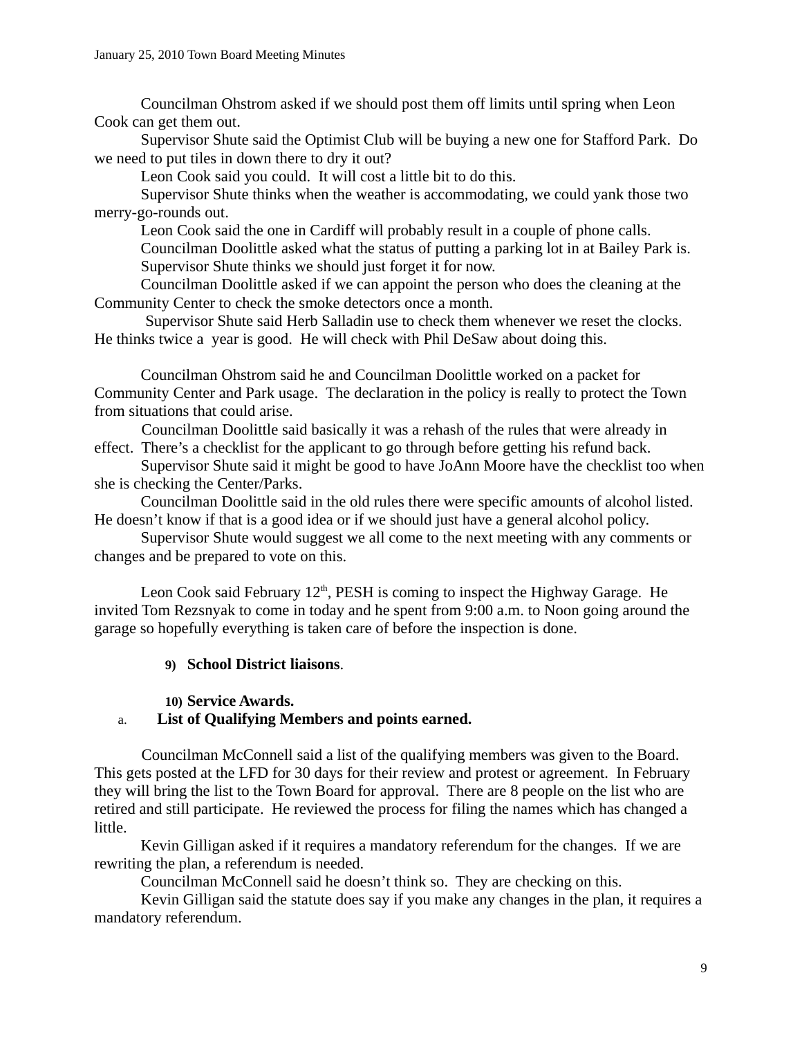Councilman Ohstrom asked if we should post them off limits until spring when Leon Cook can get them out.

Supervisor Shute said the Optimist Club will be buying a new one for Stafford Park. Do we need to put tiles in down there to dry it out?

Leon Cook said you could. It will cost a little bit to do this.

Supervisor Shute thinks when the weather is accommodating, we could yank those two merry-go-rounds out.

Leon Cook said the one in Cardiff will probably result in a couple of phone calls.

Councilman Doolittle asked what the status of putting a parking lot in at Bailey Park is.

Supervisor Shute thinks we should just forget it for now.

Councilman Doolittle asked if we can appoint the person who does the cleaning at the Community Center to check the smoke detectors once a month.

Supervisor Shute said Herb Salladin use to check them whenever we reset the clocks. He thinks twice a year is good. He will check with Phil DeSaw about doing this.

Councilman Ohstrom said he and Councilman Doolittle worked on a packet for Community Center and Park usage. The declaration in the policy is really to protect the Town from situations that could arise.

Councilman Doolittle said basically it was a rehash of the rules that were already in effect. There's a checklist for the applicant to go through before getting his refund back.

Supervisor Shute said it might be good to have JoAnn Moore have the checklist too when she is checking the Center/Parks.

Councilman Doolittle said in the old rules there were specific amounts of alcohol listed. He doesn't know if that is a good idea or if we should just have a general alcohol policy.

Supervisor Shute would suggest we all come to the next meeting with any comments or changes and be prepared to vote on this.

Leon Cook said February 12th, PESH is coming to inspect the Highway Garage. He invited Tom Rezsnyak to come in today and he spent from 9:00 a.m. to Noon going around the garage so hopefully everything is taken care of before the inspection is done.

**9) School District liaisons.**

**10) Service Awards.**

**a. List of Qualifying Members and points earned.**

Councilman McConnell said a list of the qualifying members was given to the Board. This gets posted at the LFD for 30 days for their review and protest or agreement. In February they will bring the list to the Town Board for approval. There are 8 people on the list who are retired and still participate. He reviewed the process for filing the names which has changed a little.

Kevin Gilligan asked if it requires a mandatory referendum for the changes. If we are rewriting the plan, a referendum is needed.

Councilman McConnell said he doesn't think so. They are checking on this.

Kevin Gilligan said the statute does say if you make any changes in the plan, it requires a mandatory referendum.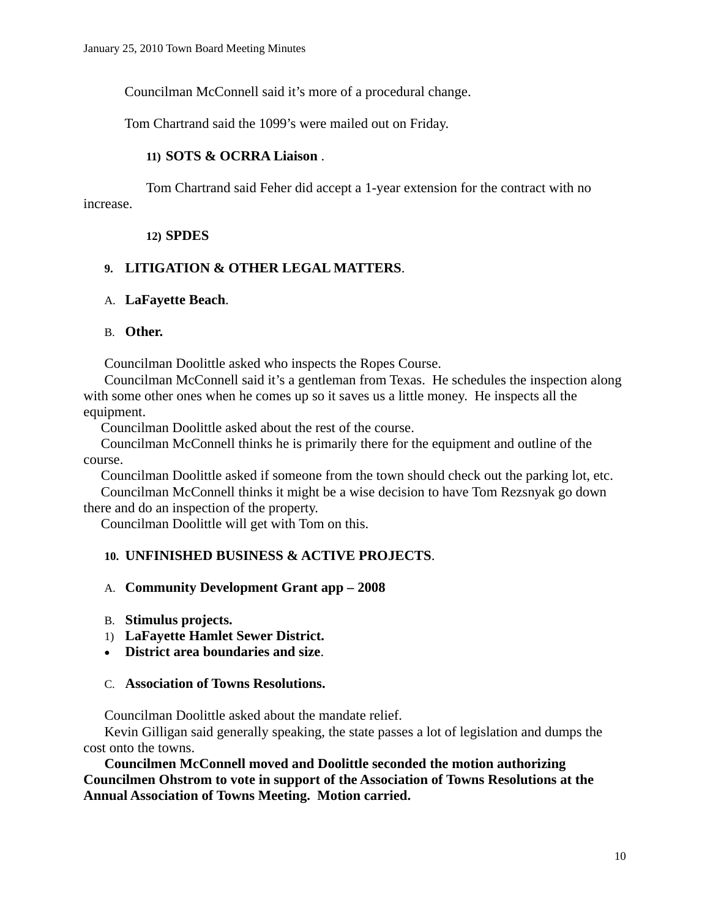Councilman McConnell said it's more of a procedural change.

Tom Chartrand said the 1099's were mailed out on Friday.

**11) SOTS & OCRRA Liaison** .

Tom Chartrand said Feher did accept a 1-year extension for the contract with no increase.

**12) SPDES**

**9. LITIGATION & OTHER LEGAL MATTERS**.

A. **LaFayette Beach**.

B. **Other.**

Councilman Doolittle asked who inspects the Ropes Course.

Councilman McConnell said it's a gentleman from Texas. He schedules the inspection along with some other ones when he comes up so it saves us a little money. He inspects all the equipment.

Councilman Doolittle asked about the rest of the course.

Councilman McConnell thinks he is primarily there for the equipment and outline of the course.

Councilman Doolittle asked if someone from the town should check out the parking lot, etc.

Councilman McConnell thinks it might be a wise decision to have Tom Rezsnyak go down there and do an inspection of the property.

Councilman Doolittle will get with Tom on this.

**10. UNFINISHED BUSINESS & ACTIVE PROJECTS**.

A. **Community Development Grant app – 2008**

B. **Stimulus projects.**

1) **LaFayette Hamlet Sewer District.**

- **District area boundaries and size**.

C. **Association of Towns Resolutions.**

Councilman Doolittle asked about the mandate relief.

Kevin Gilligan said generally speaking, the state passes a lot of legislation and dumps the cost onto the towns.

**Councilmen McConnell moved and Doolittle seconded the motion authorizing Councilmen Ohstrom to vote in support of the Association of Towns Resolutions at the Annual Association of Towns Meeting. Motion carried.**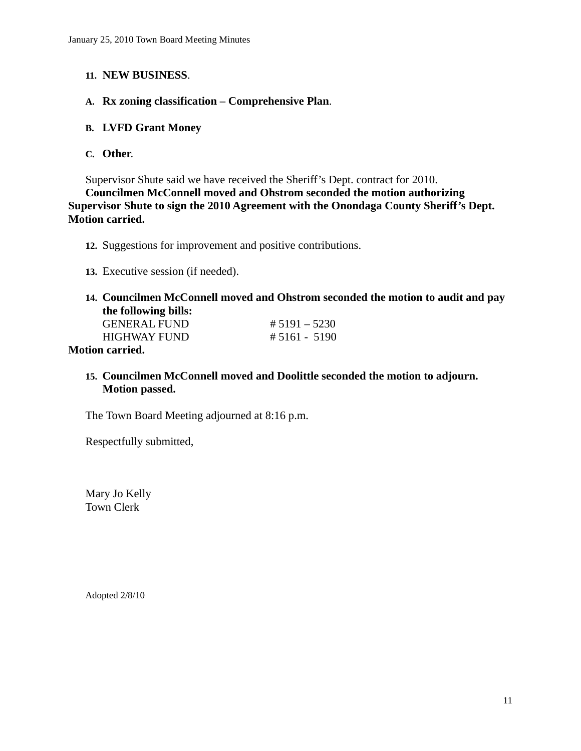11. **NEW BUSINESS**.

A. **Rx zoning classification – Comprehensive Plan**.

B. **LVFD Grant Money**

C. **Other**.

Supervisor Shute said we have received the Sheriff's Dept. contract for 2010.
**Councilmen McConnell moved and Ohstrom seconded the motion authorizing Supervisor Shute to sign the 2010 Agreement with the Onondaga County Sheriff's Dept. Motion carried.**

12. Suggestions for improvement and positive contributions.

13. Executive session (if needed).

14. **Councilmen McConnell moved and Ohstrom seconded the motion to audit and pay the following bills:**

| | |
|---|---|
| GENERAL FUND | # 5191 – 5230 |
| HIGHWAY FUND | # 5161 - 5190 |

**Motion carried.**

15. **Councilmen McConnell moved and Doolittle seconded the motion to adjourn. Motion passed.**

The Town Board Meeting adjourned at 8:16 p.m.

Respectfully submitted,

Mary Jo Kelly
Town Clerk

Adopted 2/8/10